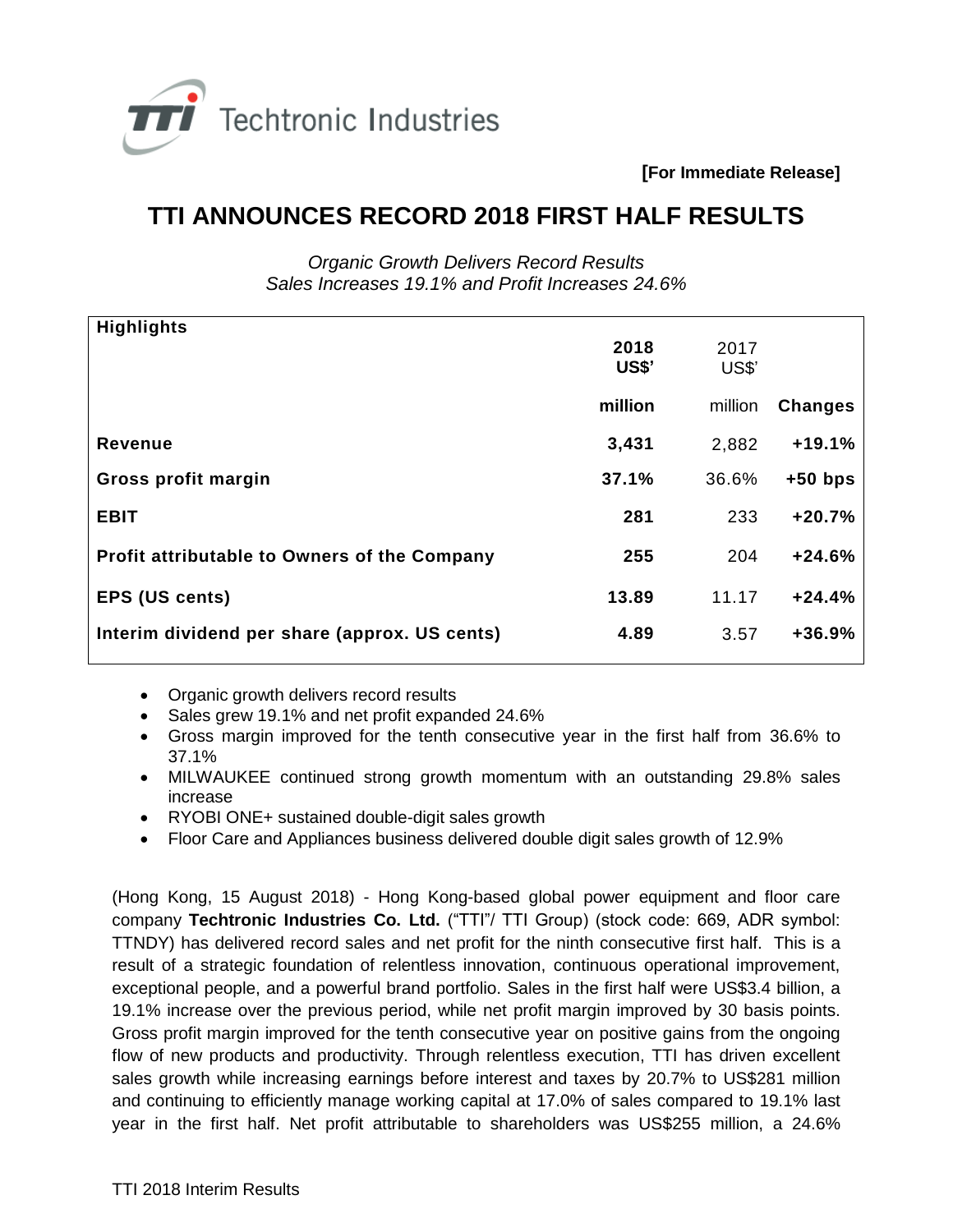Techtronic Industries

**[For Immediate Release]**

# TTI ANNOUNCES RECORD 2018 FIRST HALF RESULTS

*Organic Growth Delivers Record Results*
*Sales Increases 19.1% and Profit Increases 24.6%*

| **Highlights** | **2018 US$' million** | 2017 US$' million | **Changes** |
|---|---|---|---|
| **Revenue** | **3,431** | 2,882 | **+19.1%** |
| **Gross profit margin** | **37.1%** | 36.6% | **+50 bps** |
| **EBIT** | **281** | 233 | **+20.7%** |
| **Profit attributable to Owners of the Company** | **255** | 204 | **+24.6%** |
| **EPS (US cents)** | **13.89** | 11.17 | **+24.4%** |
| **Interim dividend per share (approx. US cents)** | **4.89** | 3.57 | **+36.9%** |

- Organic growth delivers record results
- Sales grew 19.1% and net profit expanded 24.6%
- Gross margin improved for the tenth consecutive year in the first half from 36.6% to 37.1%
- MILWAUKEE continued strong growth momentum with an outstanding 29.8% sales increase
- RYOBI ONE+ sustained double-digit sales growth
- Floor Care and Appliances business delivered double digit sales growth of 12.9%

(Hong Kong, 15 August 2018) - Hong Kong-based global power equipment and floor care company **Techtronic Industries Co. Ltd.** ("TTI"/ TTI Group) (stock code: 669, ADR symbol: TTNDY) has delivered record sales and net profit for the ninth consecutive first half. This is a result of a strategic foundation of relentless innovation, continuous operational improvement, exceptional people, and a powerful brand portfolio. Sales in the first half were US$3.4 billion, a 19.1% increase over the previous period, while net profit margin improved by 30 basis points. Gross profit margin improved for the tenth consecutive year on positive gains from the ongoing flow of new products and productivity. Through relentless execution, TTI has driven excellent sales growth while increasing earnings before interest and taxes by 20.7% to US$281 million and continuing to efficiently manage working capital at 17.0% of sales compared to 19.1% last year in the first half. Net profit attributable to shareholders was US$255 million, a 24.6%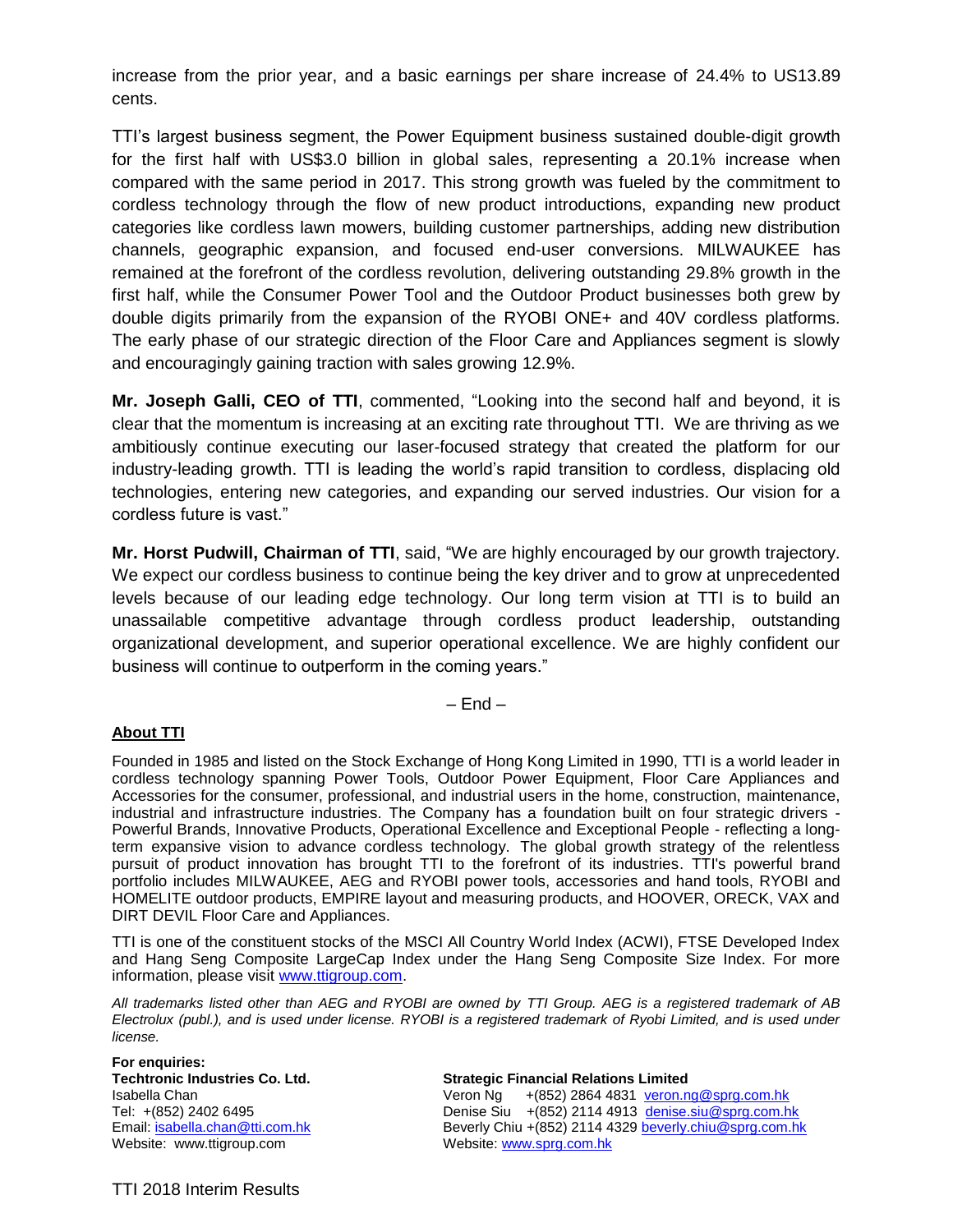increase from the prior year, and a basic earnings per share increase of 24.4% to US13.89 cents.

TTI's largest business segment, the Power Equipment business sustained double-digit growth for the first half with US$3.0 billion in global sales, representing a 20.1% increase when compared with the same period in 2017. This strong growth was fueled by the commitment to cordless technology through the flow of new product introductions, expanding new product categories like cordless lawn mowers, building customer partnerships, adding new distribution channels, geographic expansion, and focused end-user conversions. MILWAUKEE has remained at the forefront of the cordless revolution, delivering outstanding 29.8% growth in the first half, while the Consumer Power Tool and the Outdoor Product businesses both grew by double digits primarily from the expansion of the RYOBI ONE+ and 40V cordless platforms. The early phase of our strategic direction of the Floor Care and Appliances segment is slowly and encouragingly gaining traction with sales growing 12.9%.

**Mr. Joseph Galli, CEO of TTI**, commented, "Looking into the second half and beyond, it is clear that the momentum is increasing at an exciting rate throughout TTI. We are thriving as we ambitiously continue executing our laser-focused strategy that created the platform for our industry-leading growth. TTI is leading the world's rapid transition to cordless, displacing old technologies, entering new categories, and expanding our served industries. Our vision for a cordless future is vast."

**Mr. Horst Pudwill, Chairman of TTI**, said, "We are highly encouraged by our growth trajectory. We expect our cordless business to continue being the key driver and to grow at unprecedented levels because of our leading edge technology. Our long term vision at TTI is to build an unassailable competitive advantage through cordless product leadership, outstanding organizational development, and superior operational excellence. We are highly confident our business will continue to outperform in the coming years."

– End –

**About TTI**

Founded in 1985 and listed on the Stock Exchange of Hong Kong Limited in 1990, TTI is a world leader in cordless technology spanning Power Tools, Outdoor Power Equipment, Floor Care Appliances and Accessories for the consumer, professional, and industrial users in the home, construction, maintenance, industrial and infrastructure industries. The Company has a foundation built on four strategic drivers - Powerful Brands, Innovative Products, Operational Excellence and Exceptional People - reflecting a long-term expansive vision to advance cordless technology. The global growth strategy of the relentless pursuit of product innovation has brought TTI to the forefront of its industries. TTI's powerful brand portfolio includes MILWAUKEE, AEG and RYOBI power tools, accessories and hand tools, RYOBI and HOMELITE outdoor products, EMPIRE layout and measuring products, and HOOVER, ORECK, VAX and DIRT DEVIL Floor Care and Appliances.

TTI is one of the constituent stocks of the MSCI All Country World Index (ACWI), FTSE Developed Index and Hang Seng Composite LargeCap Index under the Hang Seng Composite Size Index. For more information, please visit www.ttigroup.com.

*All trademarks listed other than AEG and RYOBI are owned by TTI Group. AEG is a registered trademark of AB Electrolux (publ.), and is used under license. RYOBI is a registered trademark of Ryobi Limited, and is used under license.*

**For enquiries:**

**Techtronic Industries Co. Ltd.**
Isabella Chan
Tel: +(852) 2402 6495
Email: isabella.chan@tti.com.hk
Website: www.ttigroup.com

**Strategic Financial Relations Limited**
Veron Ng +(852) 2864 4831 veron.ng@sprg.com.hk
Denise Siu +(852) 2114 4913 denise.siu@sprg.com.hk
Beverly Chiu +(852) 2114 4329 beverly.chiu@sprg.com.hk
Website: www.sprg.com.hk